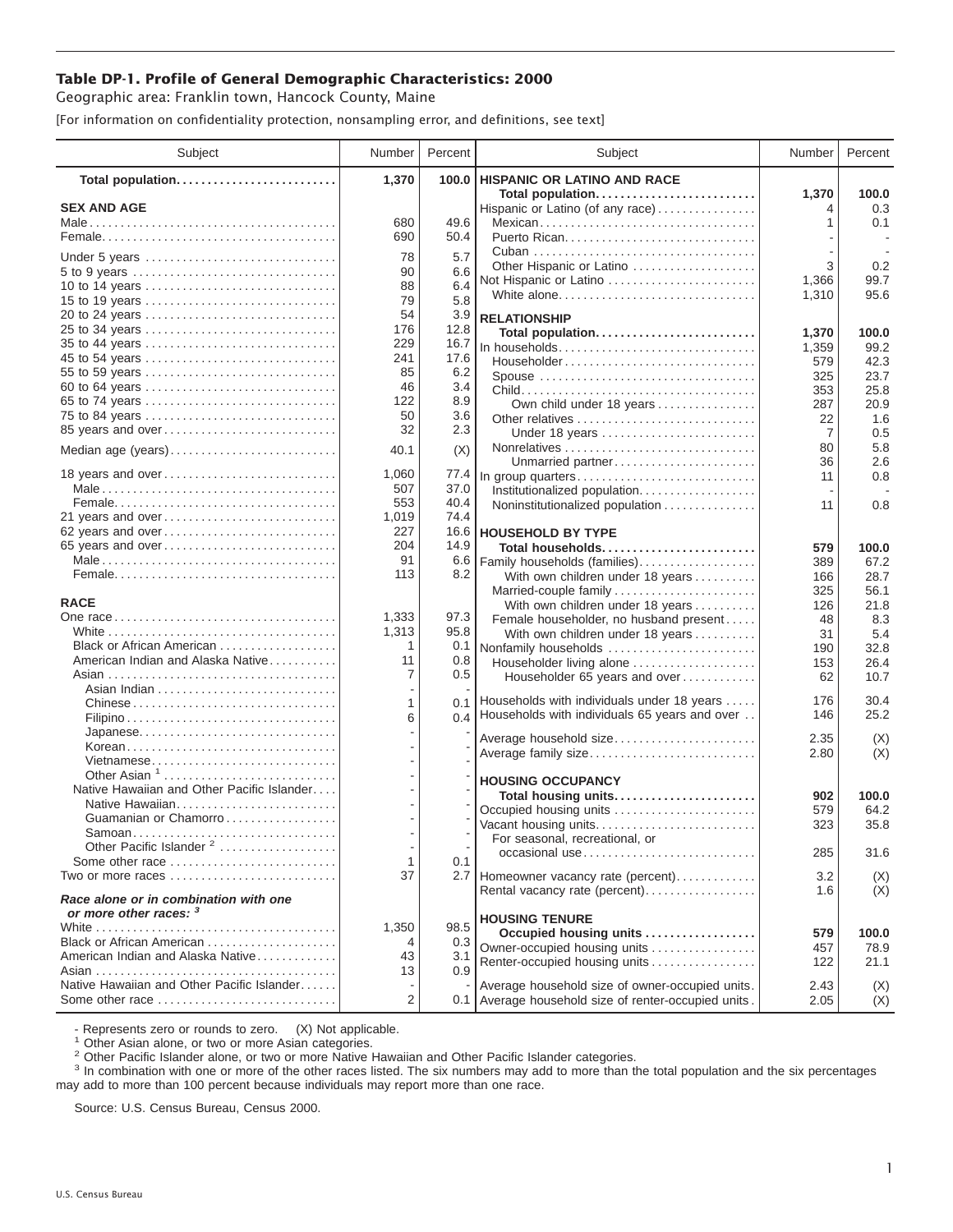**Table DP-1. Profile of General Demographic Characteristics: 2000**

Geographic area: Franklin town, Hancock County, Maine

[For information on confidentiality protection, nonsampling error, and definitions, see text]

| Subject | Number | Percent | Subject | Number | Percent |
|---|---|---|---|---|---|
| **Total population** | **1,370** | **100.0** | **HISPANIC OR LATINO AND RACE** | | |
| **SEX AND AGE** | | | **Total population** | **1,370** | **100.0** |
| Male | 680 | 49.6 | Hispanic or Latino (of any race) | 4 | 0.3 |
| Female | 690 | 50.4 | Mexican | 1 | 0.1 |
| Under 5 years | 78 | 5.7 | Puerto Rican | - | - |
| 5 to 9 years | 90 | 6.6 | Cuban | - | - |
| 10 to 14 years | 88 | 6.4 | Other Hispanic or Latino | 3 | 0.2 |
| 15 to 19 years | 79 | 5.8 | Not Hispanic or Latino | 1,366 | 99.7 |
| 20 to 24 years | 54 | 3.9 | White alone | 1,310 | 95.6 |
| 25 to 34 years | 176 | 12.8 | **RELATIONSHIP** | | |
| 35 to 44 years | 229 | 16.7 | **Total population** | **1,370** | **100.0** |
| 45 to 54 years | 241 | 17.6 | In households | 1,359 | 99.2 |
| 55 to 59 years | 85 | 6.2 | Householder | 579 | 42.3 |
| 60 to 64 years | 46 | 3.4 | Spouse | 325 | 23.7 |
| 65 to 74 years | 122 | 8.9 | Child | 353 | 25.8 |
| 75 to 84 years | 50 | 3.6 | Own child under 18 years | 287 | 20.9 |
| 85 years and over | 32 | 2.3 | Other relatives | 22 | 1.6 |
| Median age (years) | 40.1 | (X) | Under 18 years | 7 | 0.5 |
| 18 years and over | 1,060 | 77.4 | Nonrelatives | 80 | 5.8 |
| Male | 507 | 37.0 | Unmarried partner | 36 | 2.6 |
| Female | 553 | 40.4 | In group quarters | 11 | 0.8 |
| 21 years and over | 1,019 | 74.4 | Institutionalized population | - | - |
| 62 years and over | 227 | 16.6 | Noninstitutionalized population | 11 | 0.8 |
| 65 years and over | 204 | 14.9 | **HOUSEHOLD BY TYPE** | | |
| Male | 91 | 6.6 | **Total households** | **579** | **100.0** |
| Female | 113 | 8.2 | Family households (families) | 389 | 67.2 |
| **RACE** | | | With own children under 18 years | 166 | 28.7 |
| One race | 1,333 | 97.3 | Married-couple family | 325 | 56.1 |
| White | 1,313 | 95.8 | With own children under 18 years | 126 | 21.8 |
| Black or African American | 1 | 0.1 | Female householder, no husband present | 48 | 8.3 |
| American Indian and Alaska Native | 11 | 0.8 | With own children under 18 years | 31 | 5.4 |
| Asian | 7 | 0.5 | Nonfamily households | 190 | 32.8 |
| Asian Indian | - | - | Householder living alone | 153 | 26.4 |
| Chinese | 1 | 0.1 | Householder 65 years and over | 62 | 10.7 |
| Filipino | 6 | 0.4 | Households with individuals under 18 years | 176 | 30.4 |
| Japanese | - | - | Households with individuals 65 years and over | 146 | 25.2 |
| Korean | - | - | Average household size | 2.35 | (X) |
| Vietnamese | - | - | Average family size | 2.80 | (X) |
| Other Asian [1] | - | - | **HOUSING OCCUPANCY** | | |
| Native Hawaiian and Other Pacific Islander | - | - | **Total housing units** | **902** | **100.0** |
| Native Hawaiian | - | - | Occupied housing units | 579 | 64.2 |
| Guamanian or Chamorro | - | - | Vacant housing units | 323 | 35.8 |
| Samoan | - | - | For seasonal, recreational, or occasional use | 285 | 31.6 |
| Other Pacific Islander [2] | - | - | Homeowner vacancy rate (percent) | 3.2 | (X) |
| Some other race | 1 | 0.1 | Rental vacancy rate (percent) | 1.6 | (X) |
| Two or more races | 37 | 2.7 | **HOUSING TENURE** | | |
| *Race alone or in combination with one or more other races:* [3] | | | **Occupied housing units** | **579** | **100.0** |
| White | 1,350 | 98.5 | Owner-occupied housing units | 457 | 78.9 |
| Black or African American | 4 | 0.3 | Renter-occupied housing units | 122 | 21.1 |
| American Indian and Alaska Native | 43 | 3.1 | Average household size of owner-occupied units | 2.43 | (X) |
| Asian | 13 | 0.9 | Average household size of renter-occupied units | 2.05 | (X) |
| Native Hawaiian and Other Pacific Islander | - | - | | | |
| Some other race | 2 | 0.1 | | | |

- Represents zero or rounds to zero. (X) Not applicable.

[1] Other Asian alone, or two or more Asian categories.

[2] Other Pacific Islander alone, or two or more Native Hawaiian and Other Pacific Islander categories.

[3] In combination with one or more of the other races listed. The six numbers may add to more than the total population and the six percentages may add to more than 100 percent because individuals may report more than one race.

Source: U.S. Census Bureau, Census 2000.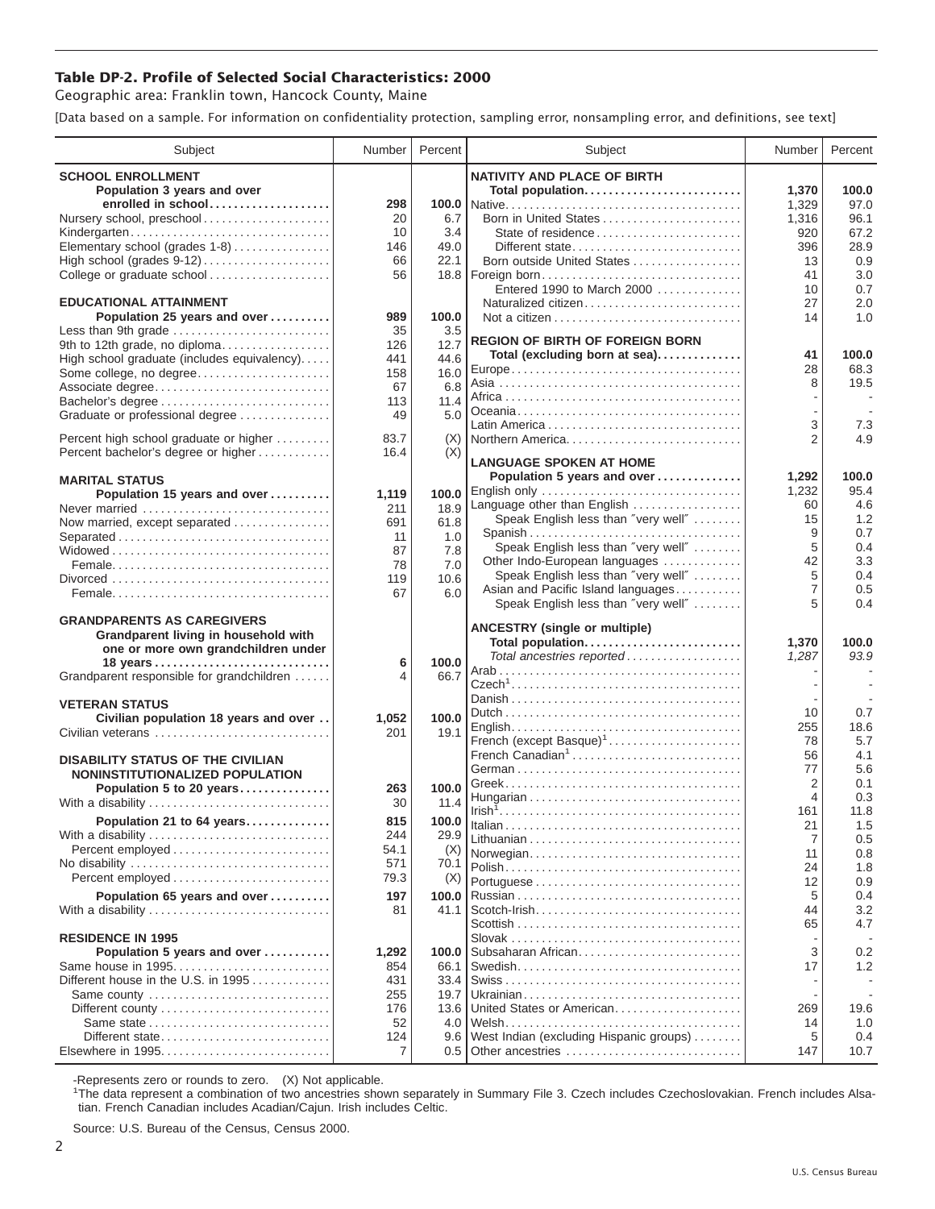## Table DP-2. Profile of Selected Social Characteristics: 2000

Geographic area: Franklin town, Hancock County, Maine

[Data based on a sample. For information on confidentiality protection, sampling error, nonsampling error, and definitions, see text]

| Subject | Number | Percent |
|---|---|---|
| **SCHOOL ENROLLMENT** | | |
| **Population 3 years and over enrolled in school** | **298** | **100.0** |
| Nursery school, preschool | 20 | 6.7 |
| Kindergarten | 10 | 3.4 |
| Elementary school (grades 1-8) | 146 | 49.0 |
| High school (grades 9-12) | 66 | 22.1 |
| College or graduate school | 56 | 18.8 |
| **EDUCATIONAL ATTAINMENT** | | |
| **Population 25 years and over** | **989** | **100.0** |
| Less than 9th grade | 35 | 3.5 |
| 9th to 12th grade, no diploma | 126 | 12.7 |
| High school graduate (includes equivalency) | 441 | 44.6 |
| Some college, no degree | 158 | 16.0 |
| Associate degree | 67 | 6.8 |
| Bachelor's degree | 113 | 11.4 |
| Graduate or professional degree | 49 | 5.0 |
| Percent high school graduate or higher | 83.7 | (X) |
| Percent bachelor's degree or higher | 16.4 | (X) |
| **MARITAL STATUS** | | |
| **Population 15 years and over** | **1,119** | **100.0** |
| Never married | 211 | 18.9 |
| Now married, except separated | 691 | 61.8 |
| Separated | 11 | 1.0 |
| Widowed | 87 | 7.8 |
| Female | 78 | 7.0 |
| Divorced | 119 | 10.6 |
| Female | 67 | 6.0 |
| **GRANDPARENTS AS CAREGIVERS** | | |
| **Grandparent living in household with one or more own grandchildren under 18 years** | **6** | **100.0** |
| Grandparent responsible for grandchildren | 4 | 66.7 |
| **VETERAN STATUS** | | |
| **Civilian population 18 years and over** | **1,052** | **100.0** |
| Civilian veterans | 201 | 19.1 |
| **DISABILITY STATUS OF THE CIVILIAN NONINSTITUTIONALIZED POPULATION** | | |
| **Population 5 to 20 years** | **263** | **100.0** |
| With a disability | 30 | 11.4 |
| **Population 21 to 64 years** | **815** | **100.0** |
| With a disability | 244 | 29.9 |
| Percent employed | 54.1 | (X) |
| No disability | 571 | 70.1 |
| Percent employed | 79.3 | (X) |
| **Population 65 years and over** | **197** | **100.0** |
| With a disability | 81 | 41.1 |
| **RESIDENCE IN 1995** | | |
| **Population 5 years and over** | **1,292** | **100.0** |
| Same house in 1995 | 854 | 66.1 |
| Different house in the U.S. in 1995 | 431 | 33.4 |
| Same county | 255 | 19.7 |
| Different county | 176 | 13.6 |
| Same state | 52 | 4.0 |
| Different state | 124 | 9.6 |
| Elsewhere in 1995 | 7 | 0.5 |

| Subject | Number | Percent |
|---|---|---|
| **NATIVITY AND PLACE OF BIRTH** | | |
| **Total population** | **1,370** | **100.0** |
| Native | 1,329 | 97.0 |
| Born in United States | 1,316 | 96.1 |
| State of residence | 920 | 67.2 |
| Different state | 396 | 28.9 |
| Born outside United States | 13 | 0.9 |
| Foreign born | 41 | 3.0 |
| Entered 1990 to March 2000 | 10 | 0.7 |
| Naturalized citizen | 27 | 2.0 |
| Not a citizen | 14 | 1.0 |
| **REGION OF BIRTH OF FOREIGN BORN** | | |
| **Total (excluding born at sea)** | **41** | **100.0** |
| Europe | 28 | 68.3 |
| Asia | 8 | 19.5 |
| Africa | - | - |
| Oceania | - | - |
| Latin America | 3 | 7.3 |
| Northern America | 2 | 4.9 |
| **LANGUAGE SPOKEN AT HOME** | | |
| **Population 5 years and over** | **1,292** | **100.0** |
| English only | 1,232 | 95.4 |
| Language other than English | 60 | 4.6 |
| Speak English less than "very well" | 15 | 1.2 |
| Spanish | 9 | 0.7 |
| Speak English less than "very well" | 5 | 0.4 |
| Other Indo-European languages | 42 | 3.3 |
| Speak English less than "very well" | 5 | 0.4 |
| Asian and Pacific Island languages | 7 | 0.5 |
| Speak English less than "very well" | 5 | 0.4 |
| **ANCESTRY (single or multiple)** | | |
| **Total population** | **1,370** | **100.0** |
| *Total ancestries reported* | *1,287* | *93.9* |
| Arab | - | - |
| Czech[1] | - | - |
| Danish | - | - |
| Dutch | 10 | 0.7 |
| English | 255 | 18.6 |
| French (except Basque)[1] | 78 | 5.7 |
| French Canadian[1] | 56 | 4.1 |
| German | 77 | 5.6 |
| Greek | 2 | 0.1 |
| Hungarian | 4 | 0.3 |
| Irish[1] | 161 | 11.8 |
| Italian | 21 | 1.5 |
| Lithuanian | 7 | 0.5 |
| Norwegian | 11 | 0.8 |
| Polish | 24 | 1.8 |
| Portuguese | 12 | 0.9 |
| Russian | 5 | 0.4 |
| Scotch-Irish | 44 | 3.2 |
| Scottish | 65 | 4.7 |
| Slovak | - | - |
| Subsaharan African | 3 | 0.2 |
| Swedish | 17 | 1.2 |
| Swiss | - | - |
| Ukrainian | - | - |
| United States or American | 269 | 19.6 |
| Welsh | 14 | 1.0 |
| West Indian (excluding Hispanic groups) | 5 | 0.4 |
| Other ancestries | 147 | 10.7 |

-Represents zero or rounds to zero. (X) Not applicable.

[1]The data represent a combination of two ancestries shown separately in Summary File 3. Czech includes Czechoslovakian. French includes Alsatian. French Canadian includes Acadian/Cajun. Irish includes Celtic.

Source: U.S. Bureau of the Census, Census 2000.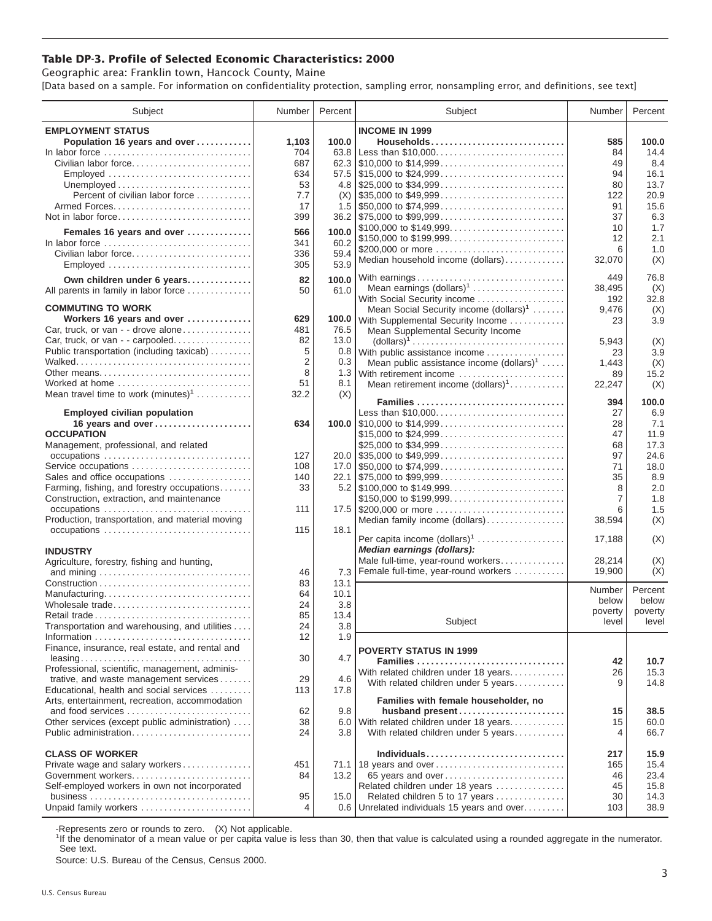# Table DP-3. Profile of Selected Economic Characteristics: 2000

Geographic area: Franklin town, Hancock County, Maine

[Data based on a sample. For information on confidentiality protection, sampling error, nonsampling error, and definitions, see text]

| Subject | Number | Percent |
|---|---|---|
| **EMPLOYMENT STATUS** | | |
| **Population 16 years and over** | **1,103** | **100.0** |
| In labor force | 704 | 63.8 |
| Civilian labor force | 687 | 62.3 |
| Employed | 634 | 57.5 |
| Unemployed | 53 | 4.8 |
| Percent of civilian labor force | 7.7 | (X) |
| Armed Forces | 17 | 1.5 |
| Not in labor force | 399 | 36.2 |
| **Females 16 years and over** | **566** | **100.0** |
| In labor force | 341 | 60.2 |
| Civilian labor force | 336 | 59.4 |
| Employed | 305 | 53.9 |
| **Own children under 6 years** | **82** | **100.0** |
| All parents in family in labor force | 50 | 61.0 |
| **COMMUTING TO WORK** | | |
| **Workers 16 years and over** | **629** | **100.0** |
| Car, truck, or van - - drove alone | 481 | 76.5 |
| Car, truck, or van - - carpooled | 82 | 13.0 |
| Public transportation (including taxicab) | 5 | 0.8 |
| Walked | 2 | 0.3 |
| Other means | 8 | 1.3 |
| Worked at home | 51 | 8.1 |
| Mean travel time to work (minutes)[1] | 32.2 | (X) |
| **Employed civilian population 16 years and over** | **634** | **100.0** |
| **OCCUPATION** | | |
| Management, professional, and related occupations | 127 | 20.0 |
| Service occupations | 108 | 17.0 |
| Sales and office occupations | 140 | 22.1 |
| Farming, fishing, and forestry occupations | 33 | 5.2 |
| Construction, extraction, and maintenance occupations | 111 | 17.5 |
| Production, transportation, and material moving occupations | 115 | 18.1 |
| **INDUSTRY** | | |
| Agriculture, forestry, fishing and hunting, and mining | 46 | 7.3 |
| Construction | 83 | 13.1 |
| Manufacturing | 64 | 10.1 |
| Wholesale trade | 24 | 3.8 |
| Retail trade | 85 | 13.4 |
| Transportation and warehousing, and utilities | 24 | 3.8 |
| Information | 12 | 1.9 |
| Finance, insurance, real estate, and rental and leasing | 30 | 4.7 |
| Professional, scientific, management, administrative, and waste management services | 29 | 4.6 |
| Educational, health and social services | 113 | 17.8 |
| Arts, entertainment, recreation, accommodation and food services | 62 | 9.8 |
| Other services (except public administration) | 38 | 6.0 |
| Public administration | 24 | 3.8 |
| **CLASS OF WORKER** | | |
| Private wage and salary workers | 451 | 71.1 |
| Government workers | 84 | 13.2 |
| Self-employed workers in own not incorporated business | 95 | 15.0 |
| Unpaid family workers | 4 | 0.6 |

| Subject | Number | Percent |
|---|---|---|
| **INCOME IN 1999** | | |
| **Households** | **585** | **100.0** |
| Less than $10,000 | 84 | 14.4 |
| $10,000 to $14,999 | 49 | 8.4 |
| $15,000 to $24,999 | 94 | 16.1 |
| $25,000 to $34,999 | 80 | 13.7 |
| $35,000 to $49,999 | 122 | 20.9 |
| $50,000 to $74,999 | 91 | 15.6 |
| $75,000 to $99,999 | 37 | 6.3 |
| $100,000 to $149,999 | 10 | 1.7 |
| $150,000 to $199,999 | 12 | 2.1 |
| $200,000 or more | 6 | 1.0 |
| Median household income (dollars) | 32,070 | (X) |
| With earnings | 449 | 76.8 |
| Mean earnings (dollars)[1] | 38,495 | (X) |
| With Social Security income | 192 | 32.8 |
| Mean Social Security income (dollars)[1] | 9,476 | (X) |
| With Supplemental Security Income | 23 | 3.9 |
| Mean Supplemental Security Income (dollars)[1] | 5,943 | (X) |
| With public assistance income | 23 | 3.9 |
| Mean public assistance income (dollars)[1] | 1,443 | (X) |
| With retirement income | 89 | 15.2 |
| Mean retirement income (dollars)[1] | 22,247 | (X) |
| **Families** | **394** | **100.0** |
| Less than $10,000 | 27 | 6.9 |
| $10,000 to $14,999 | 28 | 7.1 |
| $15,000 to $24,999 | 47 | 11.9 |
| $25,000 to $34,999 | 68 | 17.3 |
| $35,000 to $49,999 | 97 | 24.6 |
| $50,000 to $74,999 | 71 | 18.0 |
| $75,000 to $99,999 | 35 | 8.9 |
| $100,000 to $149,999 | 8 | 2.0 |
| $150,000 to $199,999 | 7 | 1.8 |
| $200,000 or more | 6 | 1.5 |
| Median family income (dollars) | 38,594 | (X) |
| Per capita income (dollars)[1] | 17,188 | (X) |
| ***Median earnings (dollars):*** | | |
| Male full-time, year-round workers | 28,214 | (X) |
| Female full-time, year-round workers | 19,900 | (X) |

| Subject | Number below poverty level | Percent below poverty level |
|---|---|---|
| **POVERTY STATUS IN 1999** | | |
| **Families** | **42** | **10.7** |
| With related children under 18 years | 26 | 15.3 |
| With related children under 5 years | 9 | 14.8 |
| **Families with female householder, no husband present** | **15** | **38.5** |
| With related children under 18 years | 15 | 60.0 |
| With related children under 5 years | 4 | 66.7 |
| **Individuals** | **217** | **15.9** |
| 18 years and over | 165 | 15.4 |
| 65 years and over | 46 | 23.4 |
| Related children under 18 years | 45 | 15.8 |
| Related children 5 to 17 years | 30 | 14.3 |
| Unrelated individuals 15 years and over | 103 | 38.9 |

-Represents zero or rounds to zero. (X) Not applicable.

[1]If the denominator of a mean value or per capita value is less than 30, then that value is calculated using a rounded aggregate in the numerator. See text.

Source: U.S. Bureau of the Census, Census 2000.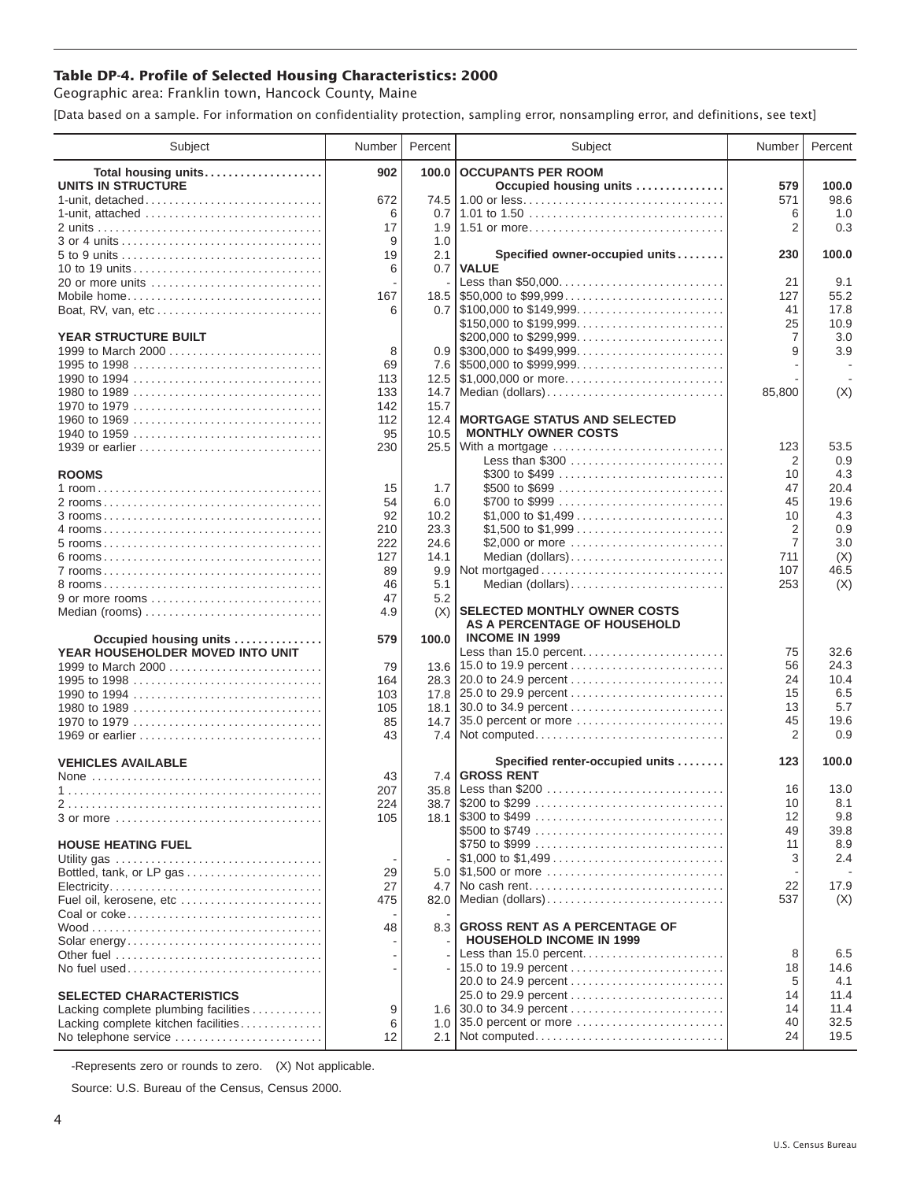## Table DP-4. Profile of Selected Housing Characteristics: 2000

Geographic area: Franklin town, Hancock County, Maine

[Data based on a sample. For information on confidentiality protection, sampling error, nonsampling error, and definitions, see text]

| Subject | Number | Percent | Subject | Number | Percent |
|---|---|---|---|---|---|
| **Total housing units** | **902** | **100.0** | **OCCUPANTS PER ROOM** | | |
| **UNITS IN STRUCTURE** | | | **Occupied housing units** | **579** | **100.0** |
| 1-unit, detached | 672 | 74.5 | 1.00 or less | 571 | 98.6 |
| 1-unit, attached | 6 | 0.7 | 1.01 to 1.50 | 6 | 1.0 |
| 2 units | 17 | 1.9 | 1.51 or more | 2 | 0.3 |
| 3 or 4 units | 9 | 1.0 | | | |
| 5 to 9 units | 19 | 2.1 | **Specified owner-occupied units** | **230** | **100.0** |
| 10 to 19 units | 6 | 0.7 | **VALUE** | | |
| 20 or more units | - | - | Less than $50,000 | 21 | 9.1 |
| Mobile home | 167 | 18.5 | $50,000 to $99,999 | 127 | 55.2 |
| Boat, RV, van, etc | 6 | 0.7 | $100,000 to $149,999 | 41 | 17.8 |
| | | | $150,000 to $199,999 | 25 | 10.9 |
| **YEAR STRUCTURE BUILT** | | | $200,000 to $299,999 | 7 | 3.0 |
| 1999 to March 2000 | 8 | 0.9 | $300,000 to $499,999 | 9 | 3.9 |
| 1995 to 1998 | 69 | 7.6 | $500,000 to $999,999 | - | - |
| 1990 to 1994 | 113 | 12.5 | $1,000,000 or more | - | - |
| 1980 to 1989 | 133 | 14.7 | Median (dollars) | 85,800 | (X) |
| 1970 to 1979 | 142 | 15.7 | | | |
| 1960 to 1969 | 112 | 12.4 | **MORTGAGE STATUS AND SELECTED MONTHLY OWNER COSTS** | | |
| 1940 to 1959 | 95 | 10.5 | | | |
| 1939 or earlier | 230 | 25.5 | With a mortgage | 123 | 53.5 |
| | | | Less than $300 | 2 | 0.9 |
| **ROOMS** | | | $300 to $499 | 10 | 4.3 |
| 1 room | 15 | 1.7 | $500 to $699 | 47 | 20.4 |
| 2 rooms | 54 | 6.0 | $700 to $999 | 45 | 19.6 |
| 3 rooms | 92 | 10.2 | $1,000 to $1,499 | 10 | 4.3 |
| 4 rooms | 210 | 23.3 | $1,500 to $1,999 | 2 | 0.9 |
| 5 rooms | 222 | 24.6 | $2,000 or more | 7 | 3.0 |
| 6 rooms | 127 | 14.1 | Median (dollars) | 711 | (X) |
| 7 rooms | 89 | 9.9 | Not mortgaged | 107 | 46.5 |
| 8 rooms | 46 | 5.1 | Median (dollars) | 253 | (X) |
| 9 or more rooms | 47 | 5.2 | | | |
| Median (rooms) | 4.9 | (X) | **SELECTED MONTHLY OWNER COSTS AS A PERCENTAGE OF HOUSEHOLD INCOME IN 1999** | | |
| **Occupied housing units** | **579** | **100.0** | | | |
| **YEAR HOUSEHOLDER MOVED INTO UNIT** | | | Less than 15.0 percent | 75 | 32.6 |
| 1999 to March 2000 | 79 | 13.6 | 15.0 to 19.9 percent | 56 | 24.3 |
| 1995 to 1998 | 164 | 28.3 | 20.0 to 24.9 percent | 24 | 10.4 |
| 1990 to 1994 | 103 | 17.8 | 25.0 to 29.9 percent | 15 | 6.5 |
| 1980 to 1989 | 105 | 18.1 | 30.0 to 34.9 percent | 13 | 5.7 |
| 1970 to 1979 | 85 | 14.7 | 35.0 percent or more | 45 | 19.6 |
| 1969 or earlier | 43 | 7.4 | Not computed | 2 | 0.9 |
| | | | | | |
| **VEHICLES AVAILABLE** | | | **Specified renter-occupied units** | **123** | **100.0** |
| None | 43 | 7.4 | **GROSS RENT** | | |
| 1 | 207 | 35.8 | Less than $200 | 16 | 13.0 |
| 2 | 224 | 38.7 | $200 to $299 | 10 | 8.1 |
| 3 or more | 105 | 18.1 | $300 to $499 | 12 | 9.8 |
| | | | $500 to $749 | 49 | 39.8 |
| **HOUSE HEATING FUEL** | | | $750 to $999 | 11 | 8.9 |
| Utility gas | - | - | $1,000 to $1,499 | 3 | 2.4 |
| Bottled, tank, or LP gas | 29 | 5.0 | $1,500 or more | - | - |
| Electricity | 27 | 4.7 | No cash rent | 22 | 17.9 |
| Fuel oil, kerosene, etc | 475 | 82.0 | Median (dollars) | 537 | (X) |
| Coal or coke | - | - | | | |
| Wood | 48 | 8.3 | **GROSS RENT AS A PERCENTAGE OF HOUSEHOLD INCOME IN 1999** | | |
| Solar energy | - | - | | | |
| Other fuel | - | - | Less than 15.0 percent | 8 | 6.5 |
| No fuel used | - | - | 15.0 to 19.9 percent | 18 | 14.6 |
| | | | 20.0 to 24.9 percent | 5 | 4.1 |
| **SELECTED CHARACTERISTICS** | | | 25.0 to 29.9 percent | 14 | 11.4 |
| Lacking complete plumbing facilities | 9 | 1.6 | 30.0 to 34.9 percent | 14 | 11.4 |
| Lacking complete kitchen facilities | 6 | 1.0 | 35.0 percent or more | 40 | 32.5 |
| No telephone service | 12 | 2.1 | Not computed | 24 | 19.5 |

-Represents zero or rounds to zero. (X) Not applicable.

Source: U.S. Bureau of the Census, Census 2000.